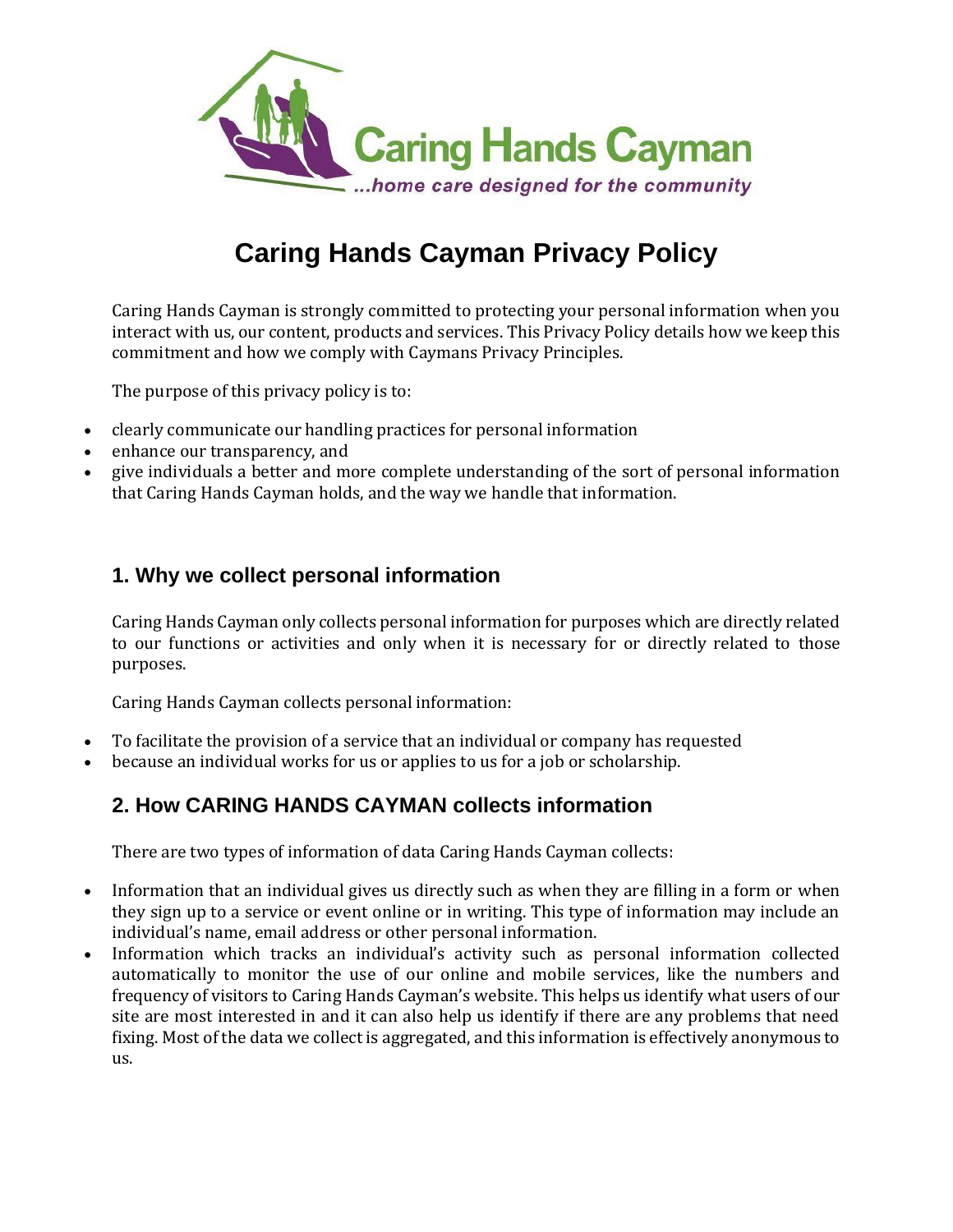Caring Hands Cayman

*...home care designed for the community*

# Caring Hands Cayman Privacy Policy

Caring Hands Cayman is strongly committed to protecting your personal information when you interact with us, our content, products and services. This Privacy Policy details how we keep this commitment and how we comply with Caymans Privacy Principles.

The purpose of this privacy policy is to:

- clearly communicate our handling practices for personal information
- enhance our transparency, and
- give individuals a better and more complete understanding of the sort of personal information that Caring Hands Cayman holds, and the way we handle that information.

## 1. Why we collect personal information

Caring Hands Cayman only collects personal information for purposes which are directly related to our functions or activities and only when it is necessary for or directly related to those purposes.

Caring Hands Cayman collects personal information:

- To facilitate the provision of a service that an individual or company has requested
- because an individual works for us or applies to us for a job or scholarship.

## 2. How CARING HANDS CAYMAN collects information

There are two types of information of data Caring Hands Cayman collects:

- Information that an individual gives us directly such as when they are filling in a form or when they sign up to a service or event online or in writing. This type of information may include an individual's name, email address or other personal information.
- Information which tracks an individual's activity such as personal information collected automatically to monitor the use of our online and mobile services, like the numbers and frequency of visitors to Caring Hands Cayman's website. This helps us identify what users of our site are most interested in and it can also help us identify if there are any problems that need fixing. Most of the data we collect is aggregated, and this information is effectively anonymous to us.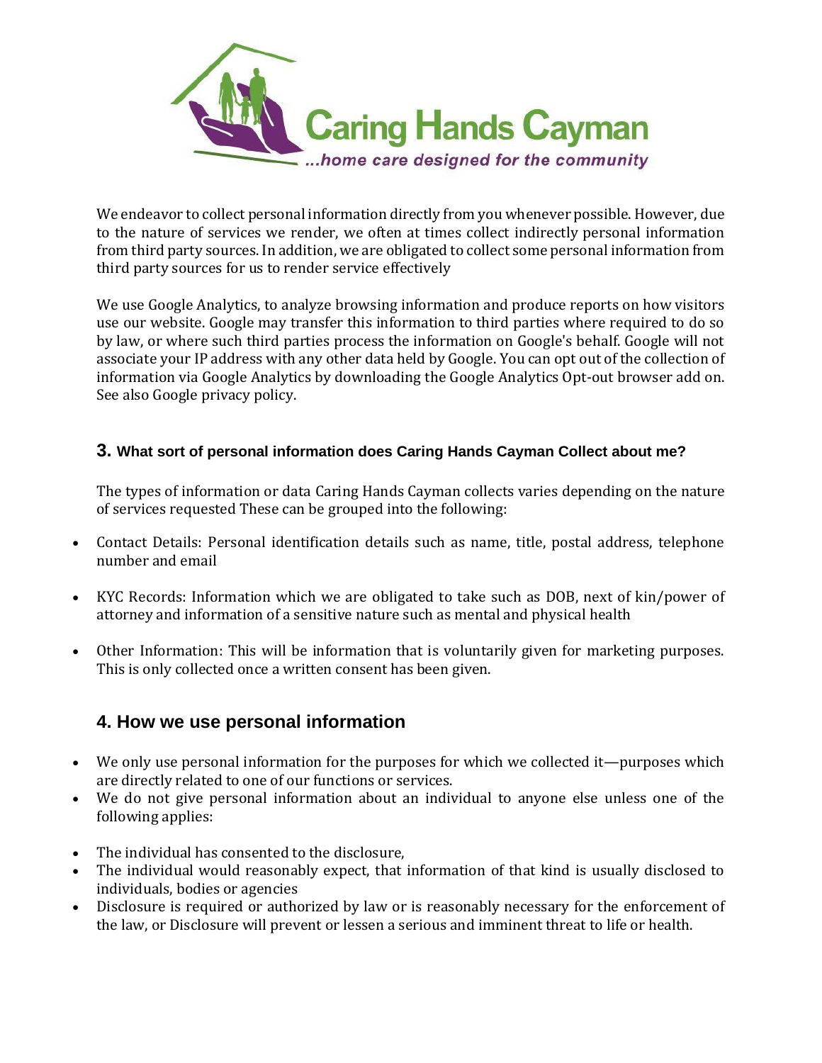We endeavor to collect personal information directly from you whenever possible. However, due to the nature of services we render, we often at times collect indirectly personal information from third party sources. In addition, we are obligated to collect some personal information from third party sources for us to render service effectively

We use Google Analytics, to analyze browsing information and produce reports on how visitors use our website. Google may transfer this information to third parties where required to do so by law, or where such third parties process the information on Google's behalf. Google will not associate your IP address with any other data held by Google. You can opt out of the collection of information via Google Analytics by downloading the Google Analytics Opt-out browser add on. See also Google privacy policy.

### 3. What sort of personal information does Caring Hands Cayman Collect about me?

The types of information or data Caring Hands Cayman collects varies depending on the nature of services requested These can be grouped into the following:

- Contact Details: Personal identification details such as name, title, postal address, telephone number and email

- KYC Records: Information which we are obligated to take such as DOB, next of kin/power of attorney and information of a sensitive nature such as mental and physical health

- Other Information: This will be information that is voluntarily given for marketing purposes. This is only collected once a written consent has been given.

## 4. How we use personal information

- We only use personal information for the purposes for which we collected it—purposes which are directly related to one of our functions or services.
- We do not give personal information about an individual to anyone else unless one of the following applies:

- The individual has consented to the disclosure,
- The individual would reasonably expect, that information of that kind is usually disclosed to individuals, bodies or agencies
- Disclosure is required or authorized by law or is reasonably necessary for the enforcement of the law, or Disclosure will prevent or lessen a serious and imminent threat to life or health.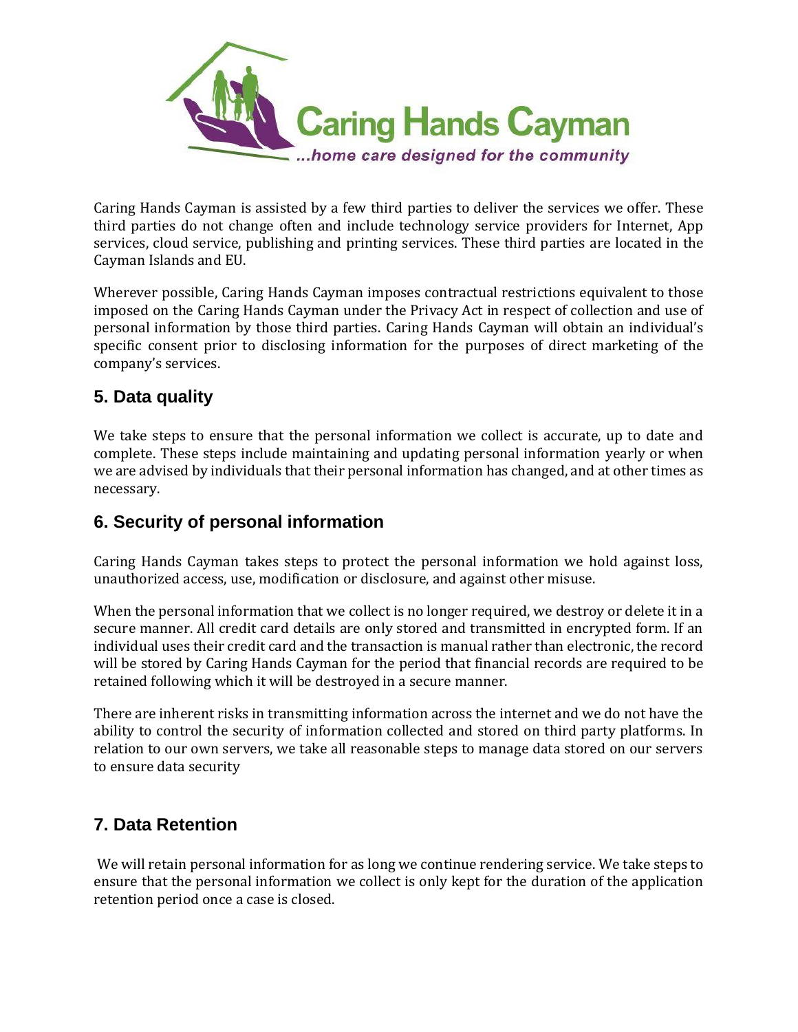Caring Hands Cayman is assisted by a few third parties to deliver the services we offer. These third parties do not change often and include technology service providers for Internet, App services, cloud service, publishing and printing services. These third parties are located in the Cayman Islands and EU.

Wherever possible, Caring Hands Cayman imposes contractual restrictions equivalent to those imposed on the Caring Hands Cayman under the Privacy Act in respect of collection and use of personal information by those third parties. Caring Hands Cayman will obtain an individual's specific consent prior to disclosing information for the purposes of direct marketing of the company's services.

## 5. Data quality

We take steps to ensure that the personal information we collect is accurate, up to date and complete. These steps include maintaining and updating personal information yearly or when we are advised by individuals that their personal information has changed, and at other times as necessary.

## 6. Security of personal information

Caring Hands Cayman takes steps to protect the personal information we hold against loss, unauthorized access, use, modification or disclosure, and against other misuse.

When the personal information that we collect is no longer required, we destroy or delete it in a secure manner. All credit card details are only stored and transmitted in encrypted form. If an individual uses their credit card and the transaction is manual rather than electronic, the record will be stored by Caring Hands Cayman for the period that financial records are required to be retained following which it will be destroyed in a secure manner.

There are inherent risks in transmitting information across the internet and we do not have the ability to control the security of information collected and stored on third party platforms. In relation to our own servers, we take all reasonable steps to manage data stored on our servers to ensure data security

## 7. Data Retention

We will retain personal information for as long we continue rendering service. We take steps to ensure that the personal information we collect is only kept for the duration of the application retention period once a case is closed.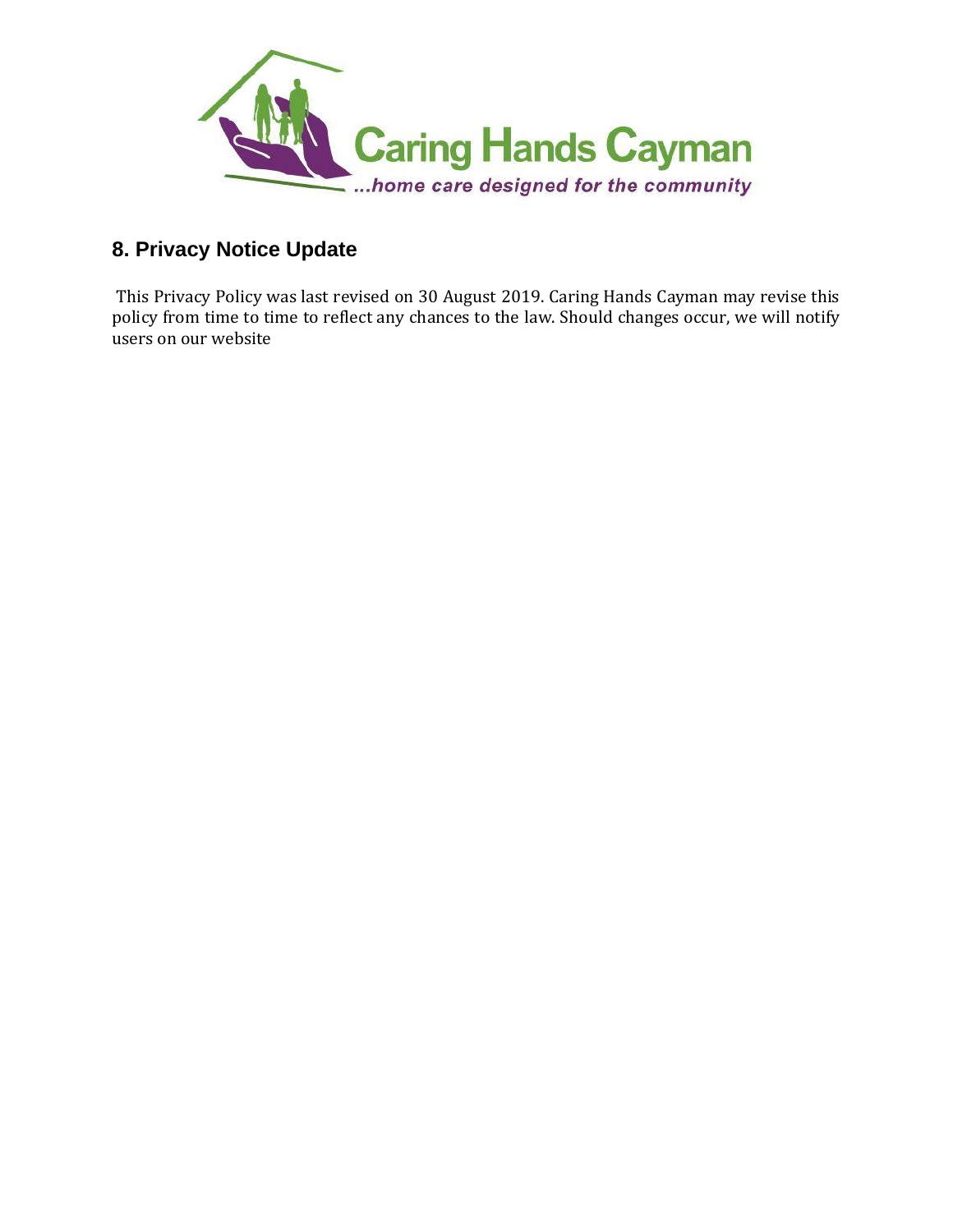## 8. Privacy Notice Update

This Privacy Policy was last revised on 30 August 2019. Caring Hands Cayman may revise this policy from time to time to reflect any chances to the law. Should changes occur, we will notify users on our website